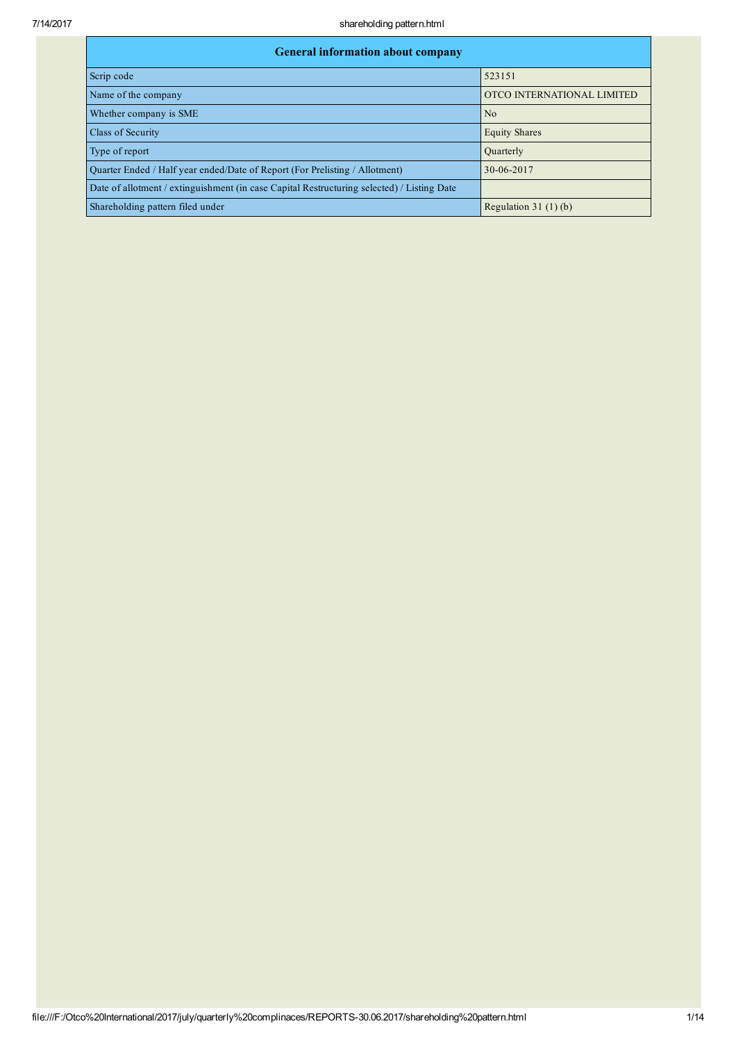| General information about company | |
|---|---|
| Scrip code | 523151 |
| Name of the company | OTCO INTERNATIONAL LIMITED |
| Whether company is SME | No |
| Class of Security | Equity Shares |
| Type of report | Quarterly |
| Quarter Ended / Half year ended/Date of Report (For Prelisting / Allotment) | 30-06-2017 |
| Date of allotment / extinguishment (in case Capital Restructuring selected) / Listing Date | |
| Shareholding pattern filed under | Regulation 31 (1) (b) |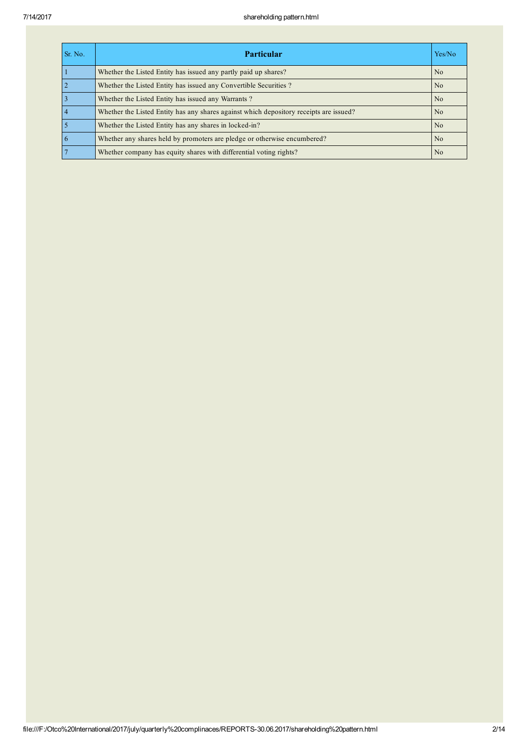| Sr. No. | Particular | Yes/No |
|---|---|---|
| 1 | Whether the Listed Entity has issued any partly paid up shares? | No |
| 2 | Whether the Listed Entity has issued any Convertible Securities ? | No |
| 3 | Whether the Listed Entity has issued any Warrants ? | No |
| 4 | Whether the Listed Entity has any shares against which depository receipts are issued? | No |
| 5 | Whether the Listed Entity has any shares in locked-in? | No |
| 6 | Whether any shares held by promoters are pledge or otherwise encumbered? | No |
| 7 | Whether company has equity shares with differential voting rights? | No |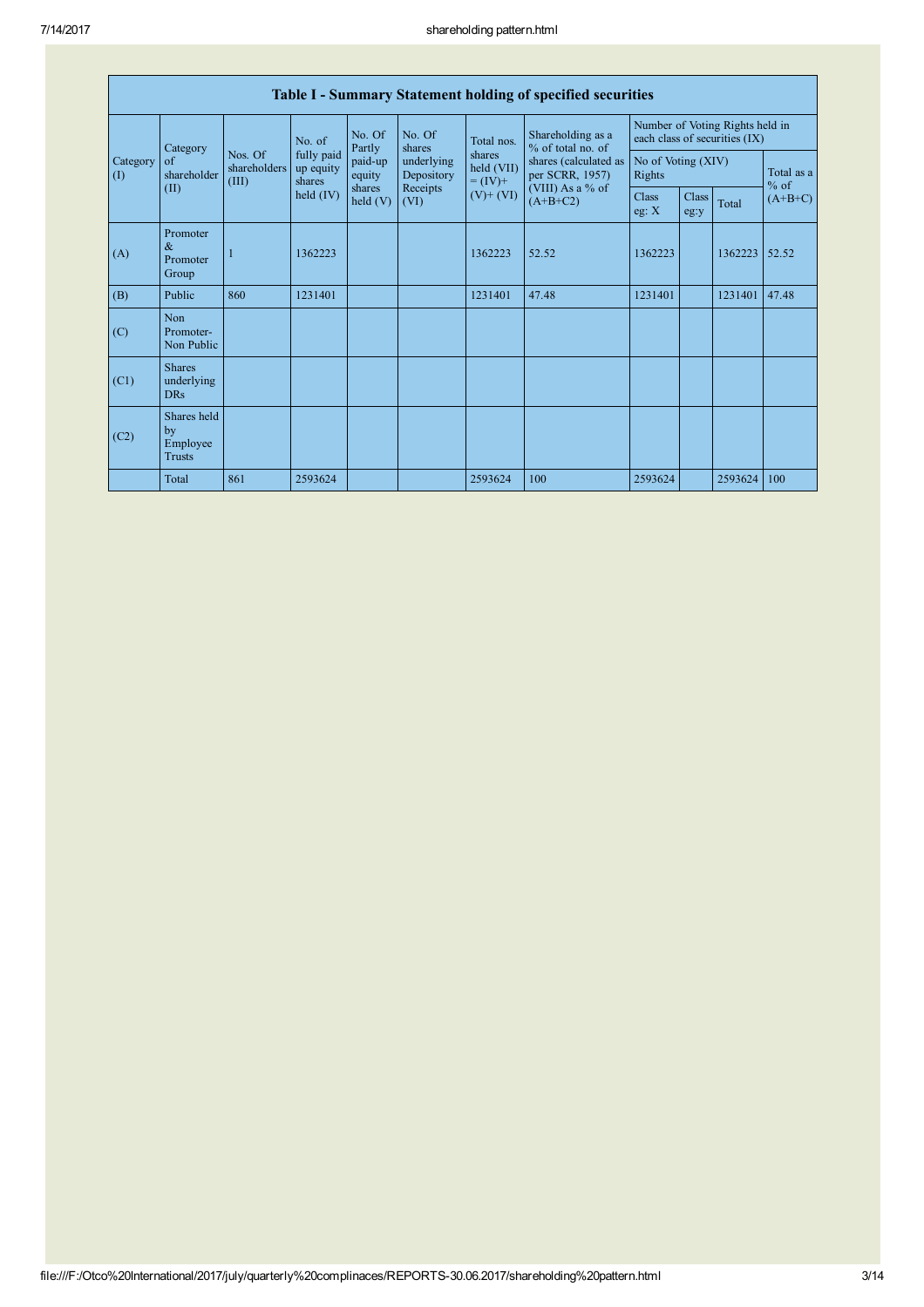| Table I - Summary Statement holding of specified securities | | | | | | | | | | | | |
|---|---|---|---|---|---|---|---|---|---|---|---|---|
| Category (I) | Category of shareholder (II) | Nos. Of shareholders (III) | No. of fully paid up equity shares held (IV) | No. Of Partly paid-up equity shares held (V) | No. Of shares underlying Depository Receipts (VI) | Total nos. shares held (VII) = (IV)+ (V)+ (VI) | Shareholding as a % of total no. of shares (calculated as per SCRR, 1957) (VIII) As a % of (A+B+C2) | Number of Voting Rights held in each class of securities (IX) | | | |
| | | | | | | | | No of Voting (XIV) Rights | | | Total as a % of (A+B+C) |
| | | | | | | | | Class eg: X | Class eg:y | Total | |
| (A) | Promoter & Promoter Group | 1 | 1362223 | | | 1362223 | 52.52 | 1362223 | | 1362223 | 52.52 |
| (B) | Public | 860 | 1231401 | | | 1231401 | 47.48 | 1231401 | | 1231401 | 47.48 |
| (C) | Non Promoter- Non Public | | | | | | | | | | |
| (C1) | Shares underlying DRs | | | | | | | | | | |
| (C2) | Shares held by Employee Trusts | | | | | | | | | | |
| | Total | 861 | 2593624 | | | 2593624 | 100 | 2593624 | | 2593624 | 100 |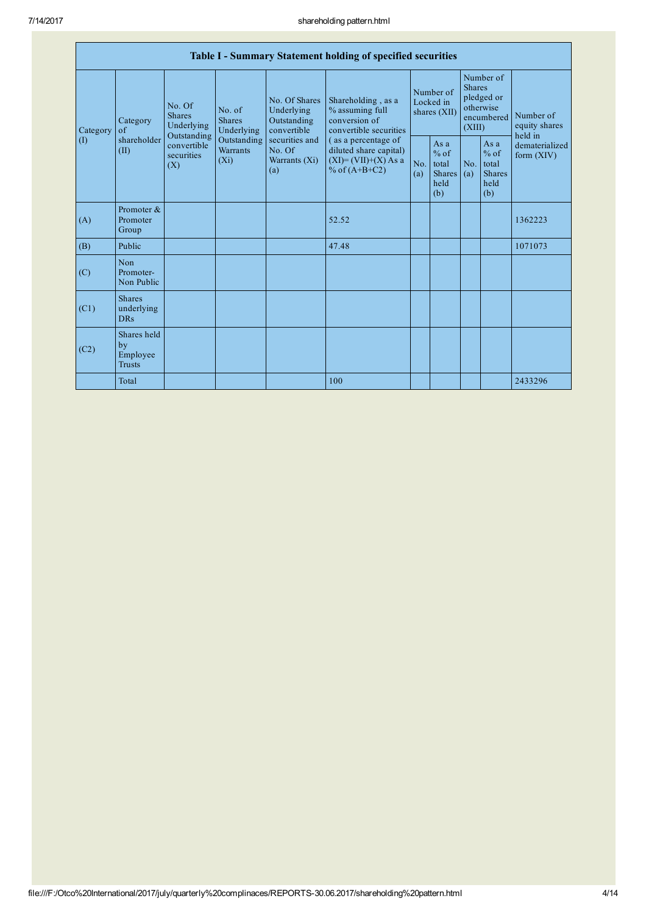| Table I - Summary Statement holding of specified securities | | | | | | | | | | | |
|---|---|---|---|---|---|---|---|---|---|---|---|
| Category (I) | Category of shareholder (II) | No. Of Shares Underlying Outstanding convertible securities (X) | No. of Shares Underlying Outstanding Warrants (Xi) | No. Of Shares Underlying Outstanding convertible securities and No. Of Warrants (Xi) (a) | Shareholding , as a % assuming full conversion of convertible securities ( as a percentage of diluted share capital) (XI)= (VII)+(X) As a % of (A+B+C2) | Number of Locked in shares (XII) | | Number of Shares pledged or otherwise encumbered (XIII) | | Number of equity shares held in dematerialized form (XIV) |
| | | | | | | No. (a) | As a % of total Shares held (b) | No. (a) | As a % of total Shares held (b) | |
| (A) | Promoter & Promoter Group | | | | 52.52 | | | | | 1362223 |
| (B) | Public | | | | 47.48 | | | | | 1071073 |
| (C) | Non Promoter- Non Public | | | | | | | | | |
| (C1) | Shares underlying DRs | | | | | | | | | |
| (C2) | Shares held by Employee Trusts | | | | | | | | | |
| | Total | | | | 100 | | | | | 2433296 |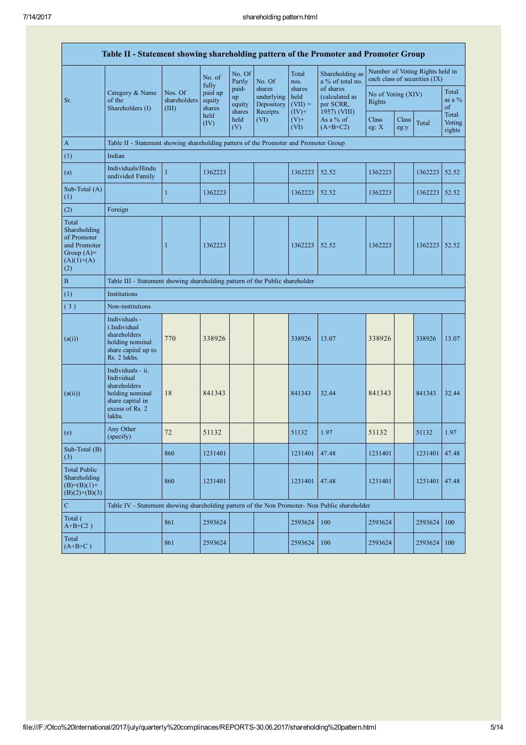| Table II - Statement showing shareholding pattern of the Promoter and Promoter Group | | | | | | | | | | | |
|---|---|---|---|---|---|---|---|---|---|---|---|
| Sr. | Category & Name of the Shareholders (I) | Nos. Of shareholders (III) | No. of fully paid up equity shares held (IV) | No. Of Partly paid-up equity shares held (V) | No. Of shares underlying Depository Receipts (VI) | Total nos. shares held (VII) = (IV)+ (V)+ (VI) | Shareholding as a % of total no. of shares (calculated as per SCRR, 1957) (VIII) As a % of (A+B+C2) | Number of Voting Rights held in each class of securities (IX) | | | |
| | | | | | | | | No of Voting (XIV) Rights | | | Total as a % of Total Voting rights |
| | | | | | | | | Class eg: X | Class eg:y | Total | |
| A | Table II - Statement showing shareholding pattern of the Promoter and Promoter Group | | | | | | | | | | |
| (1) | Indian | | | | | | | | | | |
| (a) | Individuals/Hindu undivided Family | 1 | 1362223 | | | 1362223 | 52.52 | 1362223 | | 1362223 | 52.52 |
| Sub-Total (A) (1) | | 1 | 1362223 | | | 1362223 | 52.52 | 1362223 | | 1362223 | 52.52 |
| (2) | Foreign | | | | | | | | | | |
| Total Shareholding of Promoter and Promoter Group (A)= (A)(1)+(A)(2) | | 1 | 1362223 | | | 1362223 | 52.52 | 1362223 | | 1362223 | 52.52 |
| B | Table III - Statement showing shareholding pattern of the Public shareholder | | | | | | | | | | |
| (1) | Institutions | | | | | | | | | | |
| ( 3 ) | Non-institutions | | | | | | | | | | |
| (a(i)) | Individuals - i.Individual shareholders holding nominal share capital up to Rs. 2 lakhs. | 770 | 338926 | | | 338926 | 13.07 | 338926 | | 338926 | 13.07 |
| (a(ii)) | Individuals - ii. Individual shareholders holding nominal share capital in excess of Rs. 2 lakhs. | 18 | 841343 | | | 841343 | 32.44 | 841343 | | 841343 | 32.44 |
| (e) | Any Other (specify) | 72 | 51132 | | | 51132 | 1.97 | 51132 | | 51132 | 1.97 |
| Sub-Total (B) (3) | | 860 | 1231401 | | | 1231401 | 47.48 | 1231401 | | 1231401 | 47.48 |
| Total Public Shareholding (B)=(B)(1)+(B)(2)+(B)(3) | | 860 | 1231401 | | | 1231401 | 47.48 | 1231401 | | 1231401 | 47.48 |
| C | Table IV - Statement showing shareholding pattern of the Non Promoter- Non Public shareholder | | | | | | | | | | |
| Total ( A+B+C2 ) | | 861 | 2593624 | | | 2593624 | 100 | 2593624 | | 2593624 | 100 |
| Total (A+B+C ) | | 861 | 2593624 | | | 2593624 | 100 | 2593624 | | 2593624 | 100 |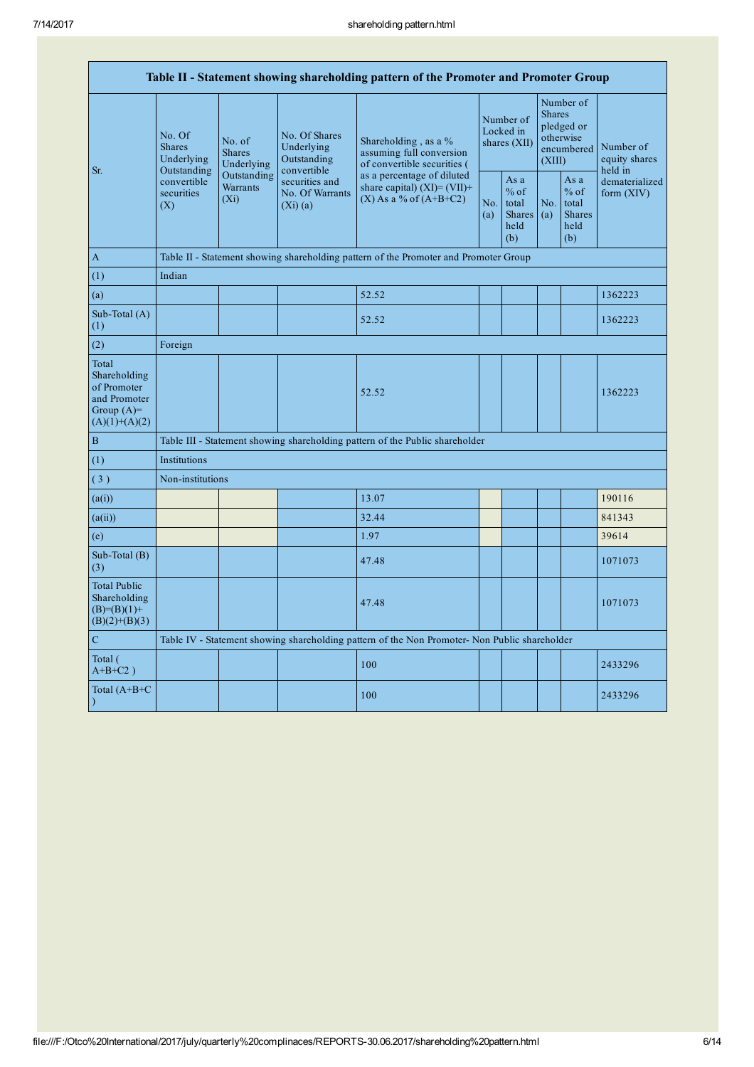| Table II - Statement showing shareholding pattern of the Promoter and Promoter Group | | | | | | | | | |
|---|---|---|---|---|---|---|---|---|---|
| Sr. | No. Of Shares Underlying Outstanding convertible securities (X) | No. of Shares Underlying Outstanding Warrants (Xi) | No. Of Shares Underlying Outstanding convertible securities and No. Of Warrants (Xi) (a) | Shareholding , as a % assuming full conversion of convertible securities ( as a percentage of diluted share capital) (XI)= (VII)+(X) As a % of (A+B+C2) | Number of Locked in shares (XII) | | Number of Shares pledged or otherwise encumbered (XIII) | | Number of equity shares held in dematerialized form (XIV) |
| | | | | | No. (a) | As a % of total Shares held (b) | No. (a) | As a % of total Shares held (b) | |
| A | Table II - Statement showing shareholding pattern of the Promoter and Promoter Group | | | | | | | | |
| (1) | Indian | | | | | | | | |
| (a) | | | | 52.52 | | | | | 1362223 |
| Sub-Total (A) (1) | | | | 52.52 | | | | | 1362223 |
| (2) | Foreign | | | | | | | | |
| Total Shareholding of Promoter and Promoter Group (A)= (A)(1)+(A)(2) | | | | 52.52 | | | | | 1362223 |
| B | Table III - Statement showing shareholding pattern of the Public shareholder | | | | | | | | |
| (1) | Institutions | | | | | | | | |
| ( 3 ) | Non-institutions | | | | | | | | |
| (a(i)) | | | | 13.07 | | | | | 190116 |
| (a(ii)) | | | | 32.44 | | | | | 841343 |
| (e) | | | | 1.97 | | | | | 39614 |
| Sub-Total (B) (3) | | | | 47.48 | | | | | 1071073 |
| Total Public Shareholding (B)=(B)(1)+(B)(2)+(B)(3) | | | | 47.48 | | | | | 1071073 |
| C | Table IV - Statement showing shareholding pattern of the Non Promoter- Non Public shareholder | | | | | | | | |
| Total ( A+B+C2 ) | | | | 100 | | | | | 2433296 |
| Total (A+B+C ) | | | | 100 | | | | | 2433296 |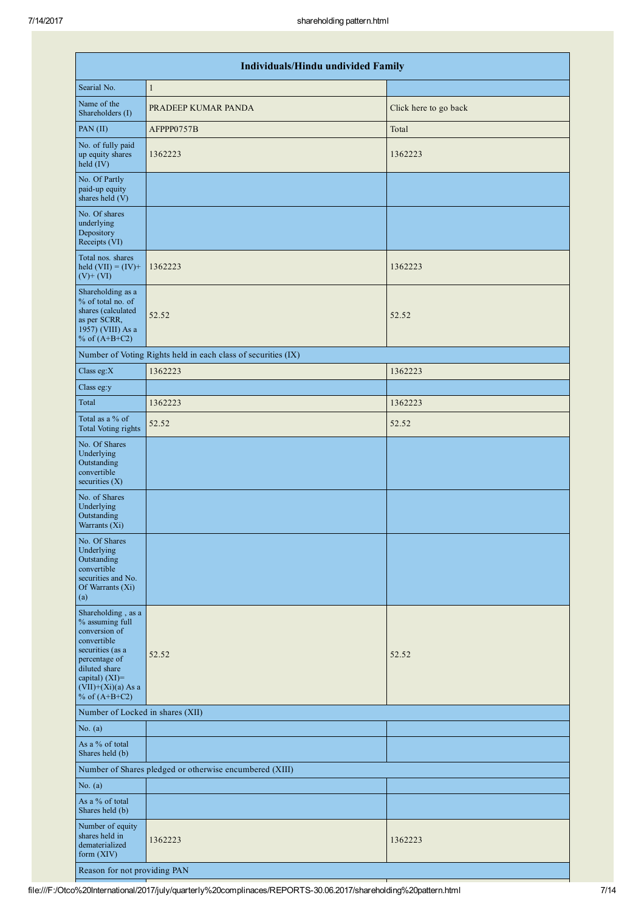| Individuals/Hindu undivided Family | | |
|---|---|---|
| Searial No. | 1 | |
| Name of the Shareholders (I) | PRADEEP KUMAR PANDA | Click here to go back |
| PAN (II) | AFPPP0757B | Total |
| No. of fully paid up equity shares held (IV) | 1362223 | 1362223 |
| No. Of Partly paid-up equity shares held (V) | | |
| No. Of shares underlying Depository Receipts (VI) | | |
| Total nos. shares held (VII) = (IV)+(V)+ (VI) | 1362223 | 1362223 |
| Shareholding as a % of total no. of shares (calculated as per SCRR, 1957) (VIII) As a % of (A+B+C2) | 52.52 | 52.52 |
| Number of Voting Rights held in each class of securities (IX) | | |
| Class eg:X | 1362223 | 1362223 |
| Class eg:y | | |
| Total | 1362223 | 1362223 |
| Total as a % of Total Voting rights | 52.52 | 52.52 |
| No. Of Shares Underlying Outstanding convertible securities (X) | | |
| No. of Shares Underlying Outstanding Warrants (Xi) | | |
| No. Of Shares Underlying Outstanding convertible securities and No. Of Warrants (Xi) (a) | | |
| Shareholding , as a % assuming full conversion of convertible securities (as a percentage of diluted share capital) (XI)= (VII)+(Xi)(a) As a % of (A+B+C2) | 52.52 | 52.52 |
| Number of Locked in shares (XII) | | |
| No. (a) | | |
| As a % of total Shares held (b) | | |
| Number of Shares pledged or otherwise encumbered (XIII) | | |
| No. (a) | | |
| As a % of total Shares held (b) | | |
| Number of equity shares held in dematerialized form (XIV) | 1362223 | 1362223 |
| Reason for not providing PAN | | |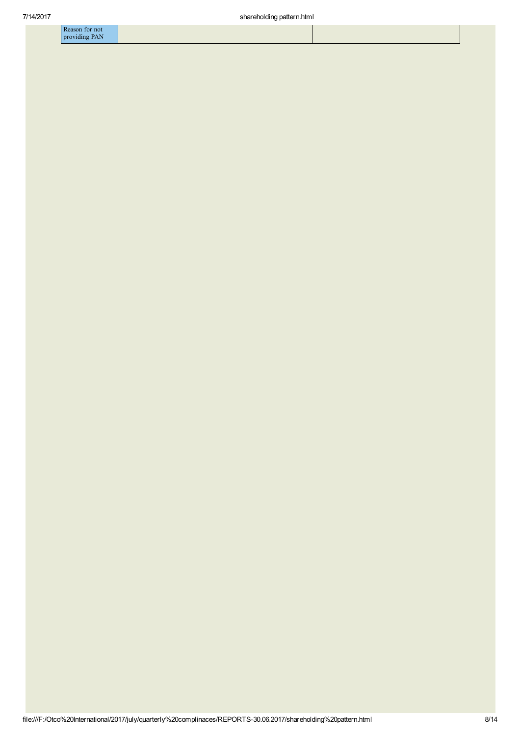| Reason for not providing PAN | | |
| --- | --- | --- |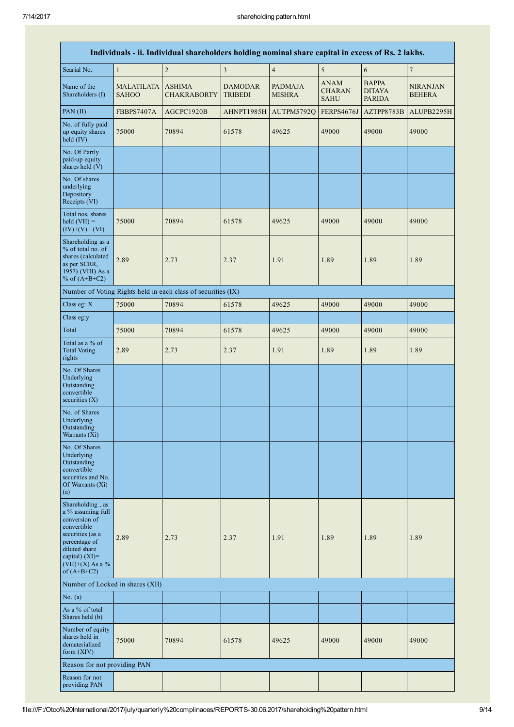| Individuals - ii. Individual shareholders holding nominal share capital in excess of Rs. 2 lakhs. | | | | | | | |
|---|---|---|---|---|---|---|---|
| Searial No. | 1 | 2 | 3 | 4 | 5 | 6 | 7 |
| Name of the Shareholders (I) | MALATILATA SAHOO | ASHIMA CHAKRABORTY | DAMODAR TRIBEDI | PADMAJA MISHRA | ANAM CHARAN SAHU | BAPPA DITAYA PARIDA | NIRANJAN BEHERA |
| PAN (II) | FBBPS7407A | AGCPC1920B | AHNPT1985H | AUTPM5792Q | FERPS4676J | AZTPP8783B | ALUPB2295H |
| No. of fully paid up equity shares held (IV) | 75000 | 70894 | 61578 | 49625 | 49000 | 49000 | 49000 |
| No. Of Partly paid-up equity shares held (V) | | | | | | | |
| No. Of shares underlying Depository Receipts (VI) | | | | | | | |
| Total nos. shares held (VII) = (IV)+(V)+ (VI) | 75000 | 70894 | 61578 | 49625 | 49000 | 49000 | 49000 |
| Shareholding as a % of total no. of shares (calculated as per SCRR, 1957) (VIII) As a % of (A+B+C2) | 2.89 | 2.73 | 2.37 | 1.91 | 1.89 | 1.89 | 1.89 |
| Number of Voting Rights held in each class of securities (IX) | | | | | | | |
| Class eg: X | 75000 | 70894 | 61578 | 49625 | 49000 | 49000 | 49000 |
| Class eg:y | | | | | | | |
| Total | 75000 | 70894 | 61578 | 49625 | 49000 | 49000 | 49000 |
| Total as a % of Total Voting rights | 2.89 | 2.73 | 2.37 | 1.91 | 1.89 | 1.89 | 1.89 |
| No. Of Shares Underlying Outstanding convertible securities (X) | | | | | | | |
| No. of Shares Underlying Outstanding Warrants (Xi) | | | | | | | |
| No. Of Shares Underlying Outstanding convertible securities and No. Of Warrants (Xi) (a) | | | | | | | |
| Shareholding , as a % assuming full conversion of convertible securities (as a percentage of diluted share capital) (XI)= (VII)+(X) As a % of (A+B+C2) | 2.89 | 2.73 | 2.37 | 1.91 | 1.89 | 1.89 | 1.89 |
| Number of Locked in shares (XII) | | | | | | | |
| No. (a) | | | | | | | |
| As a % of total Shares held (b) | | | | | | | |
| Number of equity shares held in dematerialized form (XIV) | 75000 | 70894 | 61578 | 49625 | 49000 | 49000 | 49000 |
| Reason for not providing PAN | | | | | | | |
| Reason for not providing PAN | | | | | | | |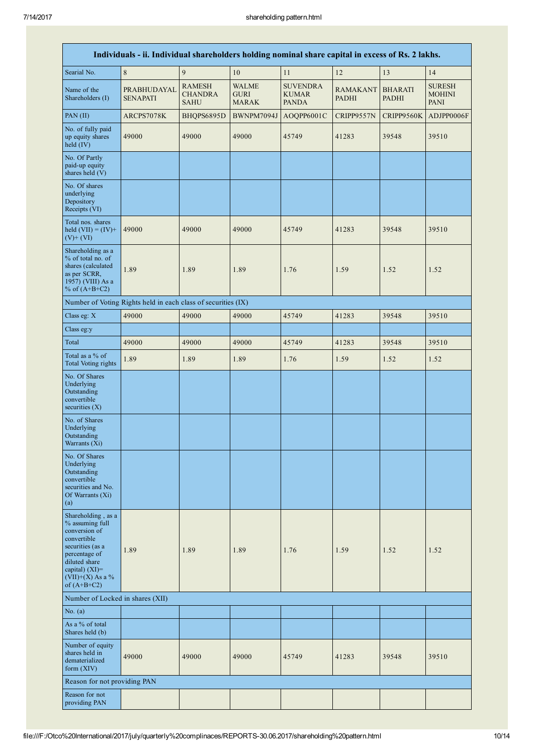| Individuals - ii. Individual shareholders holding nominal share capital in excess of Rs. 2 lakhs. | | | | | | | |
|---|---|---|---|---|---|---|---|
| Searial No. | 8 | 9 | 10 | 11 | 12 | 13 | 14 |
| Name of the Shareholders (I) | PRABHUDAYAL SENAPATI | RAMESH CHANDRA SAHU | WALME GURI MARAK | SUVENDRA KUMAR PANDA | RAMAKANT PADHI | BHARATI PADHI | SURESH MOHINI PANI |
| PAN (II) | ARCPS7078K | BHQPS6895D | BWNPM7094J | AOQPP6001C | CRIPP9557N | CRIPP9560K | ADJPP0006F |
| No. of fully paid up equity shares held (IV) | 49000 | 49000 | 49000 | 45749 | 41283 | 39548 | 39510 |
| No. Of Partly paid-up equity shares held (V) | | | | | | | |
| No. Of shares underlying Depository Receipts (VI) | | | | | | | |
| Total nos. shares held (VII) = (IV)+(V)+ (VI) | 49000 | 49000 | 49000 | 45749 | 41283 | 39548 | 39510 |
| Shareholding as a % of total no. of shares (calculated as per SCRR, 1957) (VIII) As a % of (A+B+C2) | 1.89 | 1.89 | 1.89 | 1.76 | 1.59 | 1.52 | 1.52 |
| Number of Voting Rights held in each class of securities (IX) | | | | | | | |
| Class eg: X | 49000 | 49000 | 49000 | 45749 | 41283 | 39548 | 39510 |
| Class eg:y | | | | | | | |
| Total | 49000 | 49000 | 49000 | 45749 | 41283 | 39548 | 39510 |
| Total as a % of Total Voting rights | 1.89 | 1.89 | 1.89 | 1.76 | 1.59 | 1.52 | 1.52 |
| No. Of Shares Underlying Outstanding convertible securities (X) | | | | | | | |
| No. of Shares Underlying Outstanding Warrants (Xi) | | | | | | | |
| No. Of Shares Underlying Outstanding convertible securities and No. Of Warrants (Xi) (a) | | | | | | | |
| Shareholding , as a % assuming full conversion of convertible securities (as a percentage of diluted share capital) (XI)= (VII)+(X) As a % of (A+B+C2) | 1.89 | 1.89 | 1.89 | 1.76 | 1.59 | 1.52 | 1.52 |
| Number of Locked in shares (XII) | | | | | | | |
| No. (a) | | | | | | | |
| As a % of total Shares held (b) | | | | | | | |
| Number of equity shares held in dematerialized form (XIV) | 49000 | 49000 | 49000 | 45749 | 41283 | 39548 | 39510 |
| Reason for not providing PAN | | | | | | | |
| Reason for not providing PAN | | | | | | | |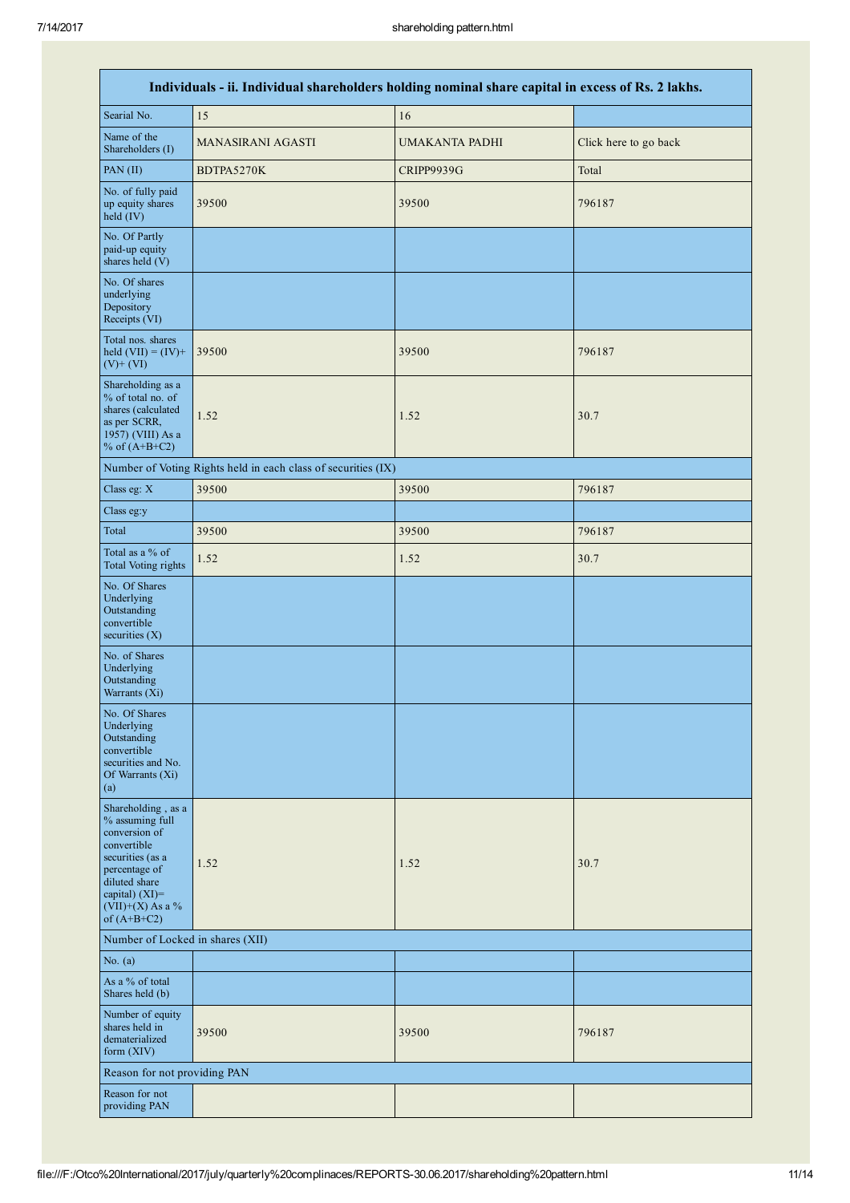| Individuals - ii. Individual shareholders holding nominal share capital in excess of Rs. 2 lakhs. | | | |
|---|---|---|---|
| Searial No. | 15 | 16 | |
| Name of the Shareholders (I) | MANASIRANI AGASTI | UMAKANTA PADHI | Click here to go back |
| PAN (II) | BDTPA5270K | CRIPP9939G | Total |
| No. of fully paid up equity shares held (IV) | 39500 | 39500 | 796187 |
| No. Of Partly paid-up equity shares held (V) | | | |
| No. Of shares underlying Depository Receipts (VI) | | | |
| Total nos. shares held (VII) = (IV)+ (V)+ (VI) | 39500 | 39500 | 796187 |
| Shareholding as a % of total no. of shares (calculated as per SCRR, 1957) (VIII) As a % of (A+B+C2) | 1.52 | 1.52 | 30.7 |
| Number of Voting Rights held in each class of securities (IX) | | | |
| Class eg: X | 39500 | 39500 | 796187 |
| Class eg:y | | | |
| Total | 39500 | 39500 | 796187 |
| Total as a % of Total Voting rights | 1.52 | 1.52 | 30.7 |
| No. Of Shares Underlying Outstanding convertible securities (X) | | | |
| No. of Shares Underlying Outstanding Warrants (Xi) | | | |
| No. Of Shares Underlying Outstanding convertible securities and No. Of Warrants (Xi) (a) | | | |
| Shareholding , as a % assuming full conversion of convertible securities (as a percentage of diluted share capital) (XI)= (VII)+(X) As a % of (A+B+C2) | 1.52 | 1.52 | 30.7 |
| Number of Locked in shares (XII) | | | |
| No. (a) | | | |
| As a % of total Shares held (b) | | | |
| Number of equity shares held in dematerialized form (XIV) | 39500 | 39500 | 796187 |
| Reason for not providing PAN | | | |
| Reason for not providing PAN | | | |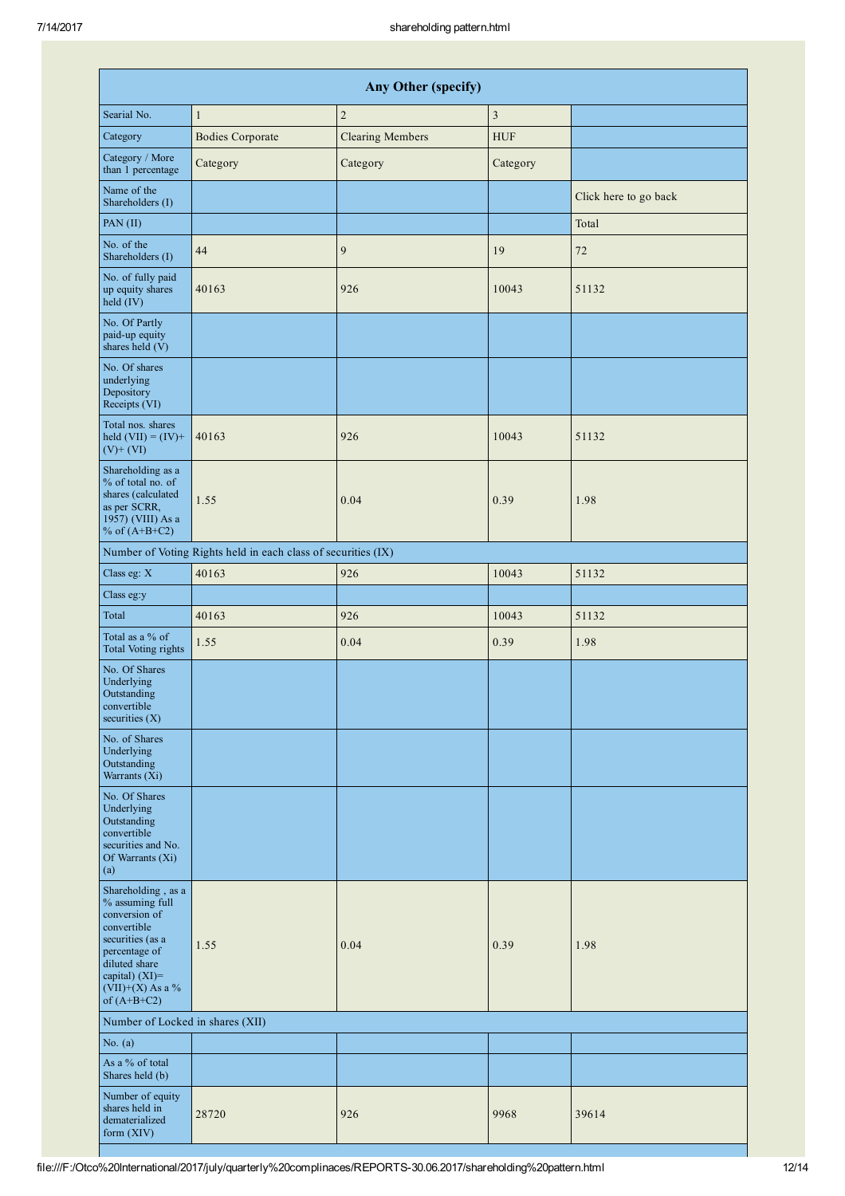| Any Other (specify) | | | | |
|---|---|---|---|---|
| Searial No. | 1 | 2 | 3 | |
| Category | Bodies Corporate | Clearing Members | HUF | |
| Category / More than 1 percentage | Category | Category | Category | |
| Name of the Shareholders (I) | | | | Click here to go back |
| PAN (II) | | | | Total |
| No. of the Shareholders (I) | 44 | 9 | 19 | 72 |
| No. of fully paid up equity shares held (IV) | 40163 | 926 | 10043 | 51132 |
| No. Of Partly paid-up equity shares held (V) | | | | |
| No. Of shares underlying Depository Receipts (VI) | | | | |
| Total nos. shares held (VII) = (IV)+ (V)+ (VI) | 40163 | 926 | 10043 | 51132 |
| Shareholding as a % of total no. of shares (calculated as per SCRR, 1957) (VIII) As a % of (A+B+C2) | 1.55 | 0.04 | 0.39 | 1.98 |
| Number of Voting Rights held in each class of securities (IX) | | | | |
| Class eg: X | 40163 | 926 | 10043 | 51132 |
| Class eg:y | | | | |
| Total | 40163 | 926 | 10043 | 51132 |
| Total as a % of Total Voting rights | 1.55 | 0.04 | 0.39 | 1.98 |
| No. Of Shares Underlying Outstanding convertible securities (X) | | | | |
| No. of Shares Underlying Outstanding Warrants (Xi) | | | | |
| No. Of Shares Underlying Outstanding convertible securities and No. Of Warrants (Xi) (a) | | | | |
| Shareholding , as a % assuming full conversion of convertible securities (as a percentage of diluted share capital) (XI)= (VII)+(X) As a % of (A+B+C2) | 1.55 | 0.04 | 0.39 | 1.98 |
| Number of Locked in shares (XII) | | | | |
| No. (a) | | | | |
| As a % of total Shares held (b) | | | | |
| Number of equity shares held in dematerialized form (XIV) | 28720 | 926 | 9968 | 39614 |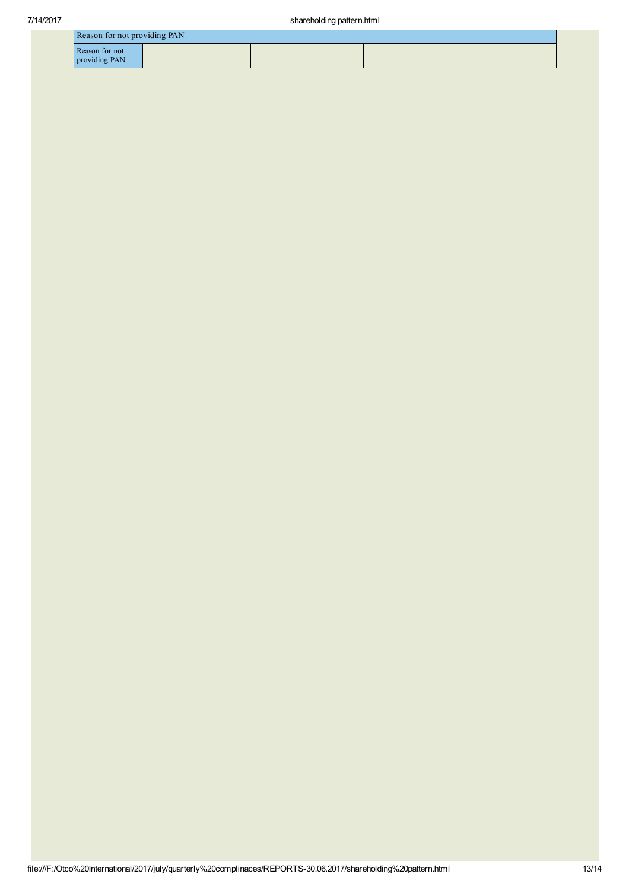| Reason for not providing PAN | | | | |
| --- | --- | --- | --- | --- |
| Reason for not providing PAN | | | | |